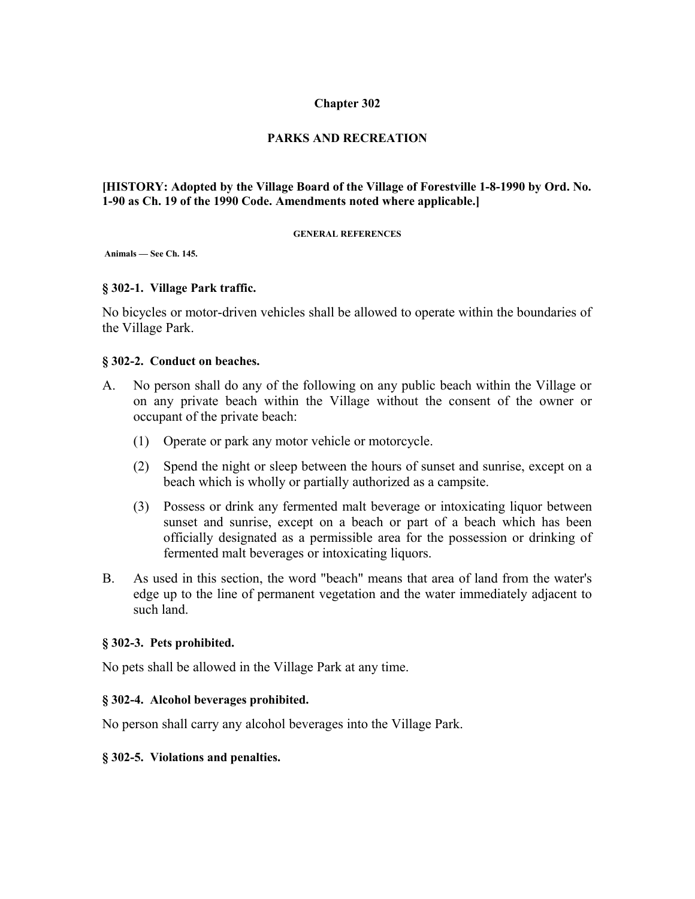# Chapter 302

## PARKS AND RECREATION

**[HISTORY: Adopted by the Village Board of the Village of Forestville 1-8-1990 by Ord. No. 1-90 as Ch. 19 of the 1990 Code. Amendments noted where applicable.]**

**GENERAL REFERENCES**

**Animals — See Ch. 145.**

### § 302-1. Village Park traffic.

No bicycles or motor-driven vehicles shall be allowed to operate within the boundaries of the Village Park.

### § 302-2. Conduct on beaches.

A. No person shall do any of the following on any public beach within the Village or on any private beach within the Village without the consent of the owner or occupant of the private beach:

   (1) Operate or park any motor vehicle or motorcycle.

   (2) Spend the night or sleep between the hours of sunset and sunrise, except on a beach which is wholly or partially authorized as a campsite.

   (3) Possess or drink any fermented malt beverage or intoxicating liquor between sunset and sunrise, except on a beach or part of a beach which has been officially designated as a permissible area for the possession or drinking of fermented malt beverages or intoxicating liquors.

B. As used in this section, the word "beach" means that area of land from the water's edge up to the line of permanent vegetation and the water immediately adjacent to such land.

### § 302-3. Pets prohibited.

No pets shall be allowed in the Village Park at any time.

### § 302-4. Alcohol beverages prohibited.

No person shall carry any alcohol beverages into the Village Park.

### § 302-5. Violations and penalties.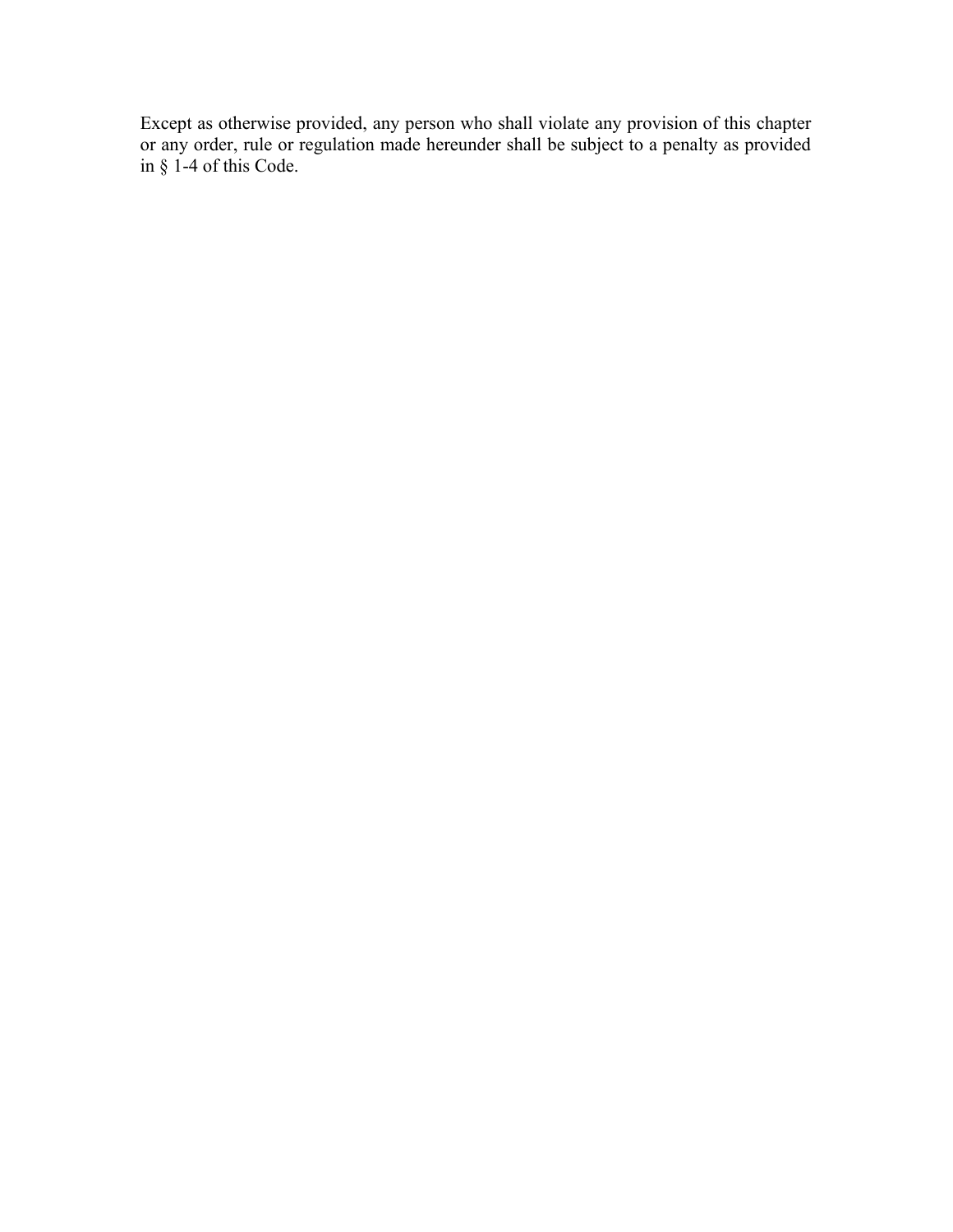Except as otherwise provided, any person who shall violate any provision of this chapter or any order, rule or regulation made hereunder shall be subject to a penalty as provided in § 1-4 of this Code.